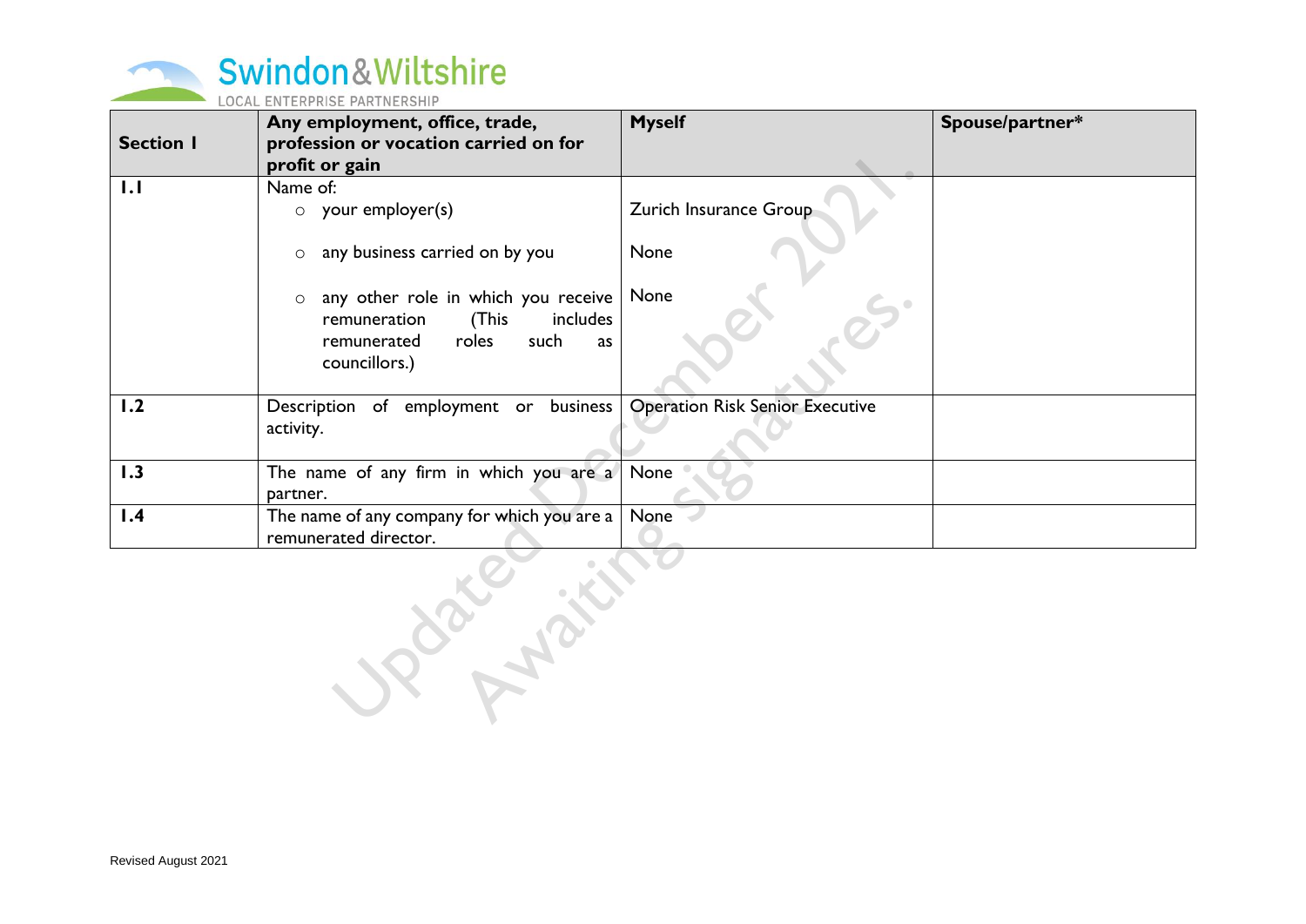Swindon & Wiltshire
LOCAL ENTERPRISE PARTNERSHIP

| **Section 1** | **Any employment, office, trade, profession or vocation carried on for profit or gain** | **Myself** | **Spouse/partner*** |
|---|---|---|---|
| **1.1** | Name of:<br>○ your employer(s)<br>○ any business carried on by you<br>○ any other role in which you receive remuneration (This includes remunerated roles such as councillors.) | <br>Zurich Insurance Group<br>None<br>None | |
| **1.2** | Description of employment or business activity. | Operation Risk Senior Executive | |
| **1.3** | The name of any firm in which you are a partner. | None | |
| **1.4** | The name of any company for which you are a remunerated director. | None | |

Updated December 2021. Awaiting signatures.

Revised August 2021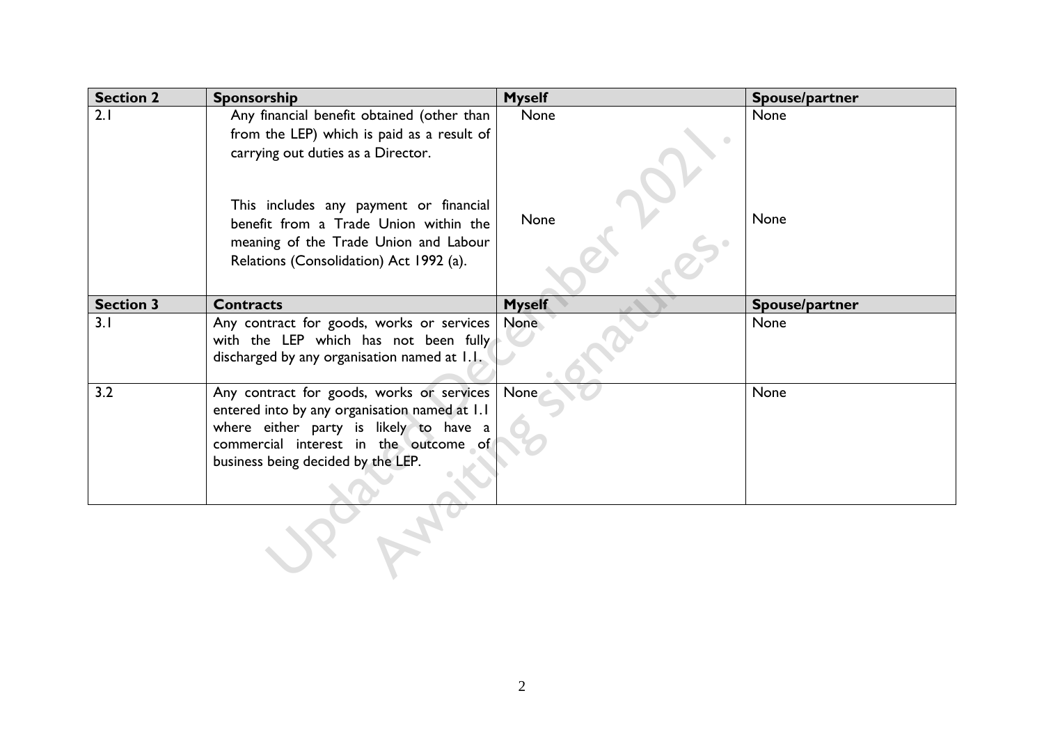| Section 2 | Sponsorship | Myself | Spouse/partner |
|---|---|---|---|
| 2.1 | Any financial benefit obtained (other than from the LEP) which is paid as a result of carrying out duties as a Director. | None | None |
| | This includes any payment or financial benefit from a Trade Union within the meaning of the Trade Union and Labour Relations (Consolidation) Act 1992 (a). | None | None |
| **Section 3** | **Contracts** | **Myself** | **Spouse/partner** |
| 3.1 | Any contract for goods, works or services with the LEP which has not been fully discharged by any organisation named at 1.1. | None | None |
| 3.2 | Any contract for goods, works or services entered into by any organisation named at 1.1 where either party is likely to have a commercial interest in the outcome of business being decided by the LEP. | None | None |

Updated December 2021. Awaiting signatures.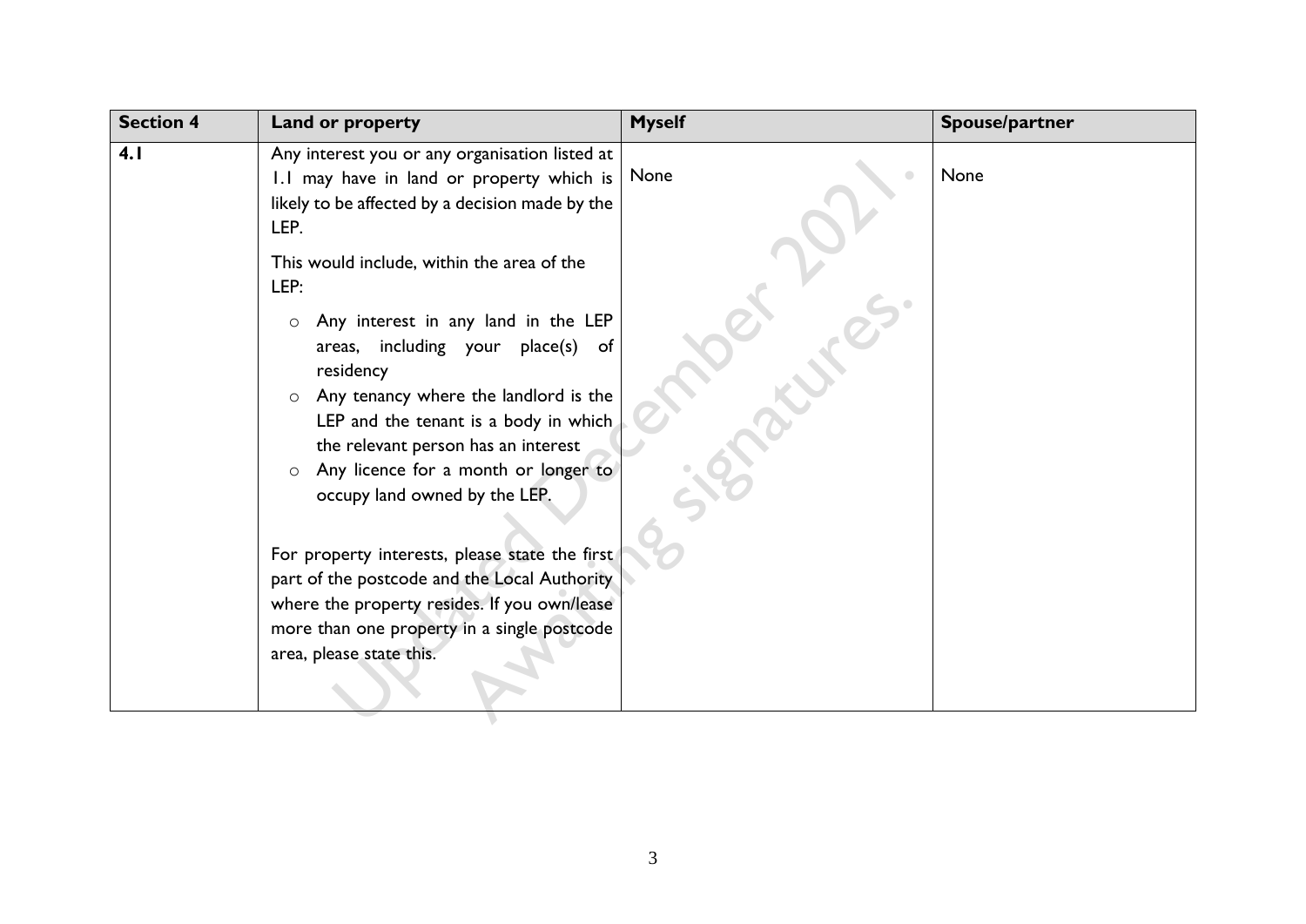| Section 4 | Land or property | Myself | Spouse/partner |
|---|---|---|---|
| 4.1 | Any interest you or any organisation listed at 1.1 may have in land or property which is likely to be affected by a decision made by the LEP.<br><br>This would include, within the area of the LEP:<br><br>○ Any interest in any land in the LEP areas, including your place(s) of residency<br>○ Any tenancy where the landlord is the LEP and the tenant is a body in which the relevant person has an interest<br>○ Any licence for a month or longer to occupy land owned by the LEP.<br><br>For property interests, please state the first part of the postcode and the Local Authority where the property resides. If you own/lease more than one property in a single postcode area, please state this. | None | None |

Updated December 2021. Awaiting signatures.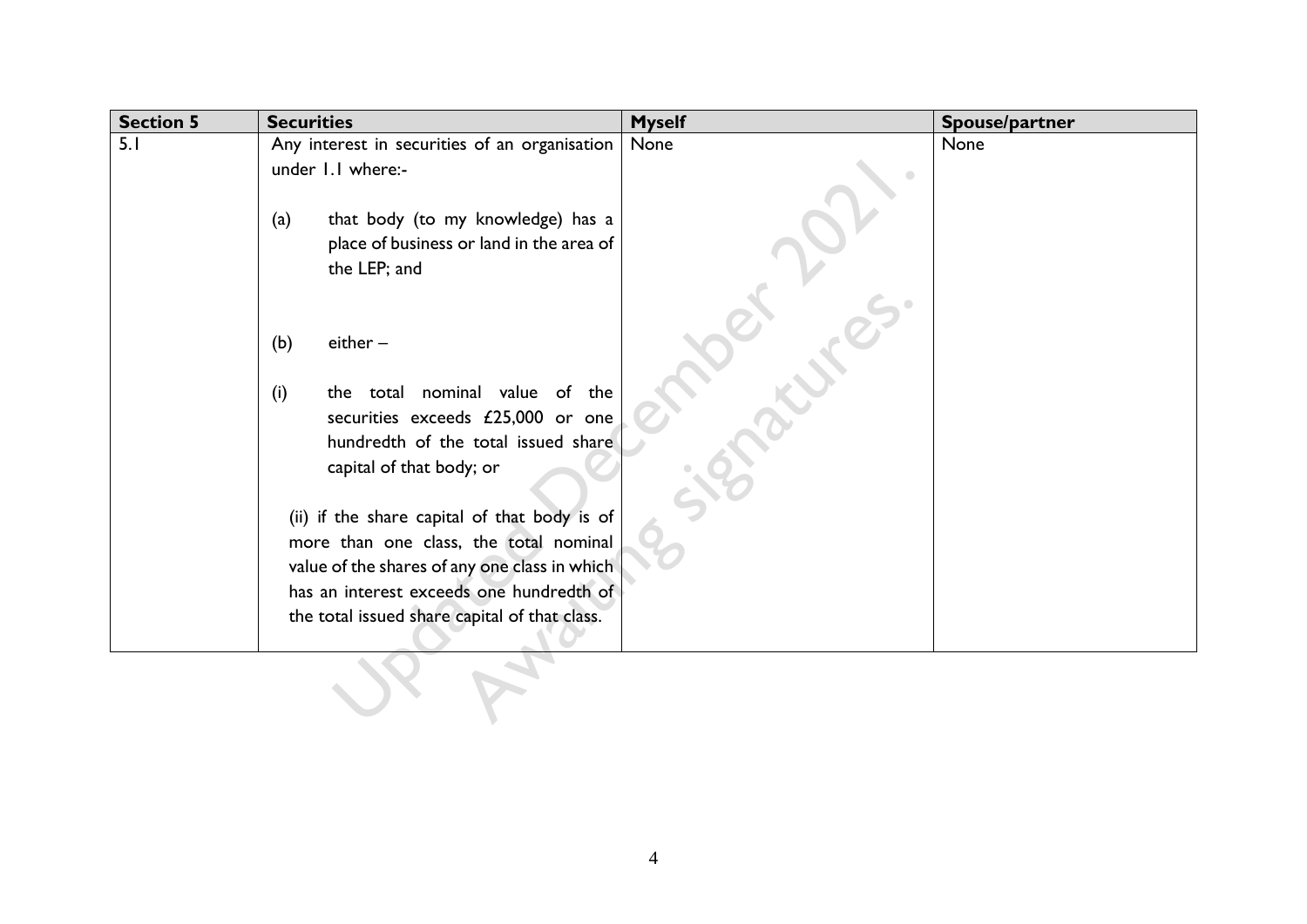| Section 5 | Securities | Myself | Spouse/partner |
|---|---|---|---|
| 5.1 | Any interest in securities of an organisation under 1.1 where:-<br><br>(a) that body (to my knowledge) has a place of business or land in the area of the LEP; and<br><br>(b) either –<br><br>(i) the total nominal value of the securities exceeds £25,000 or one hundredth of the total issued share capital of that body; or<br><br>(ii) if the share capital of that body is of more than one class, the total nominal value of the shares of any one class in which has an interest exceeds one hundredth of the total issued share capital of that class. | None | None |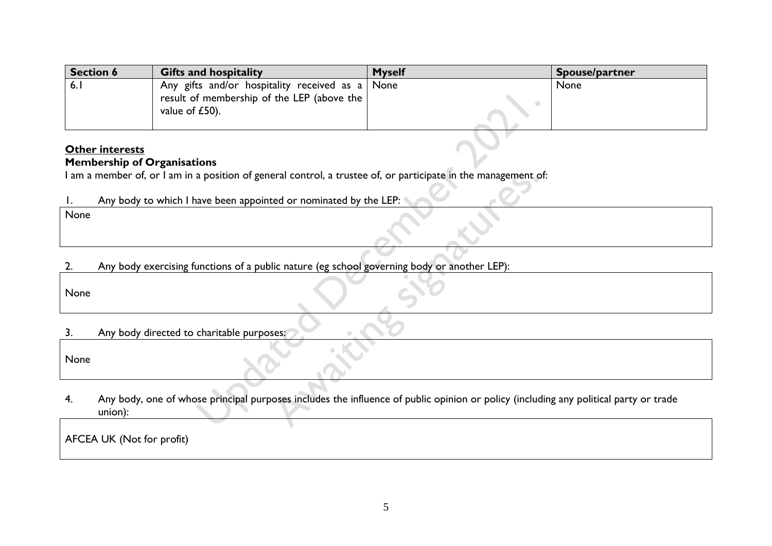| Section 6 | Gifts and hospitality | Myself | Spouse/partner |
|---|---|---|---|
| 6.1 | Any gifts and/or hospitality received as a result of membership of the LEP (above the value of £50). | None | None |

**Other interests**

**Membership of Organisations**

I am a member of, or I am in a position of general control, a trustee of, or participate in the management of:

1. Any body to which I have been appointed or nominated by the LEP:

None

2. Any body exercising functions of a public nature (eg school governing body or another LEP):

None

3. Any body directed to charitable purposes:

None

4. Any body, one of whose principal purposes includes the influence of public opinion or policy (including any political party or trade union):

AFCEA UK (Not for profit)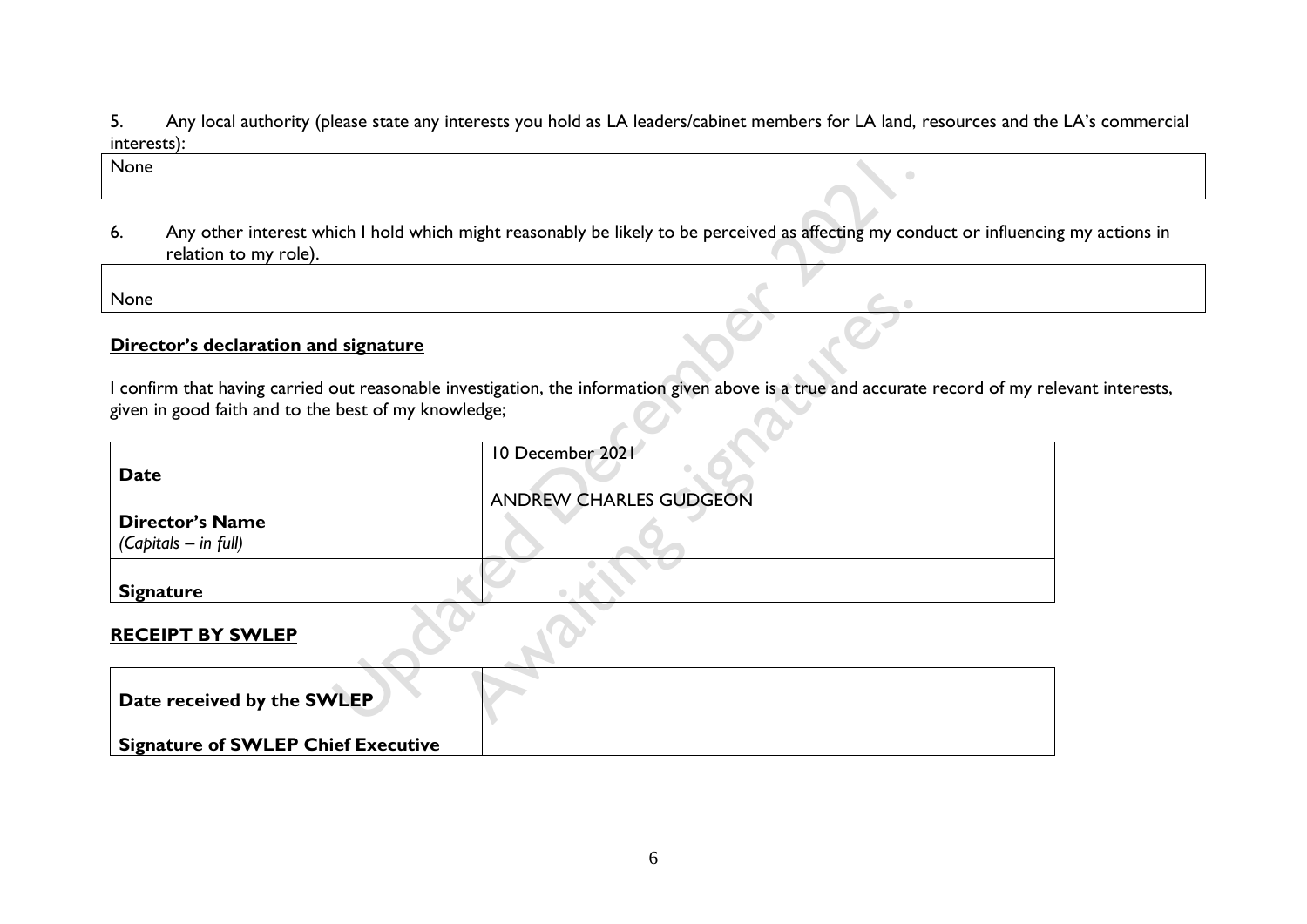5. Any local authority (please state any interests you hold as LA leaders/cabinet members for LA land, resources and the LA's commercial interests):

| |
|---|
| None |

6. Any other interest which I hold which might reasonably be likely to be perceived as affecting my conduct or influencing my actions in relation to my role).

| |
|---|
| None |

**Director's declaration and signature**

I confirm that having carried out reasonable investigation, the information given above is a true and accurate record of my relevant interests, given in good faith and to the best of my knowledge;

| | |
|---|---|
| **Date** | 10 December 2021 |
| **Director's Name** *(Capitals – in full)* | ANDREW CHARLES GUDGEON |
| **Signature** | |

**RECEIPT BY SWLEP**

| | |
|---|---|
| **Date received by the SWLEP** | |
| **Signature of SWLEP Chief Executive** | |

Updated December 2021. Awaiting signatures.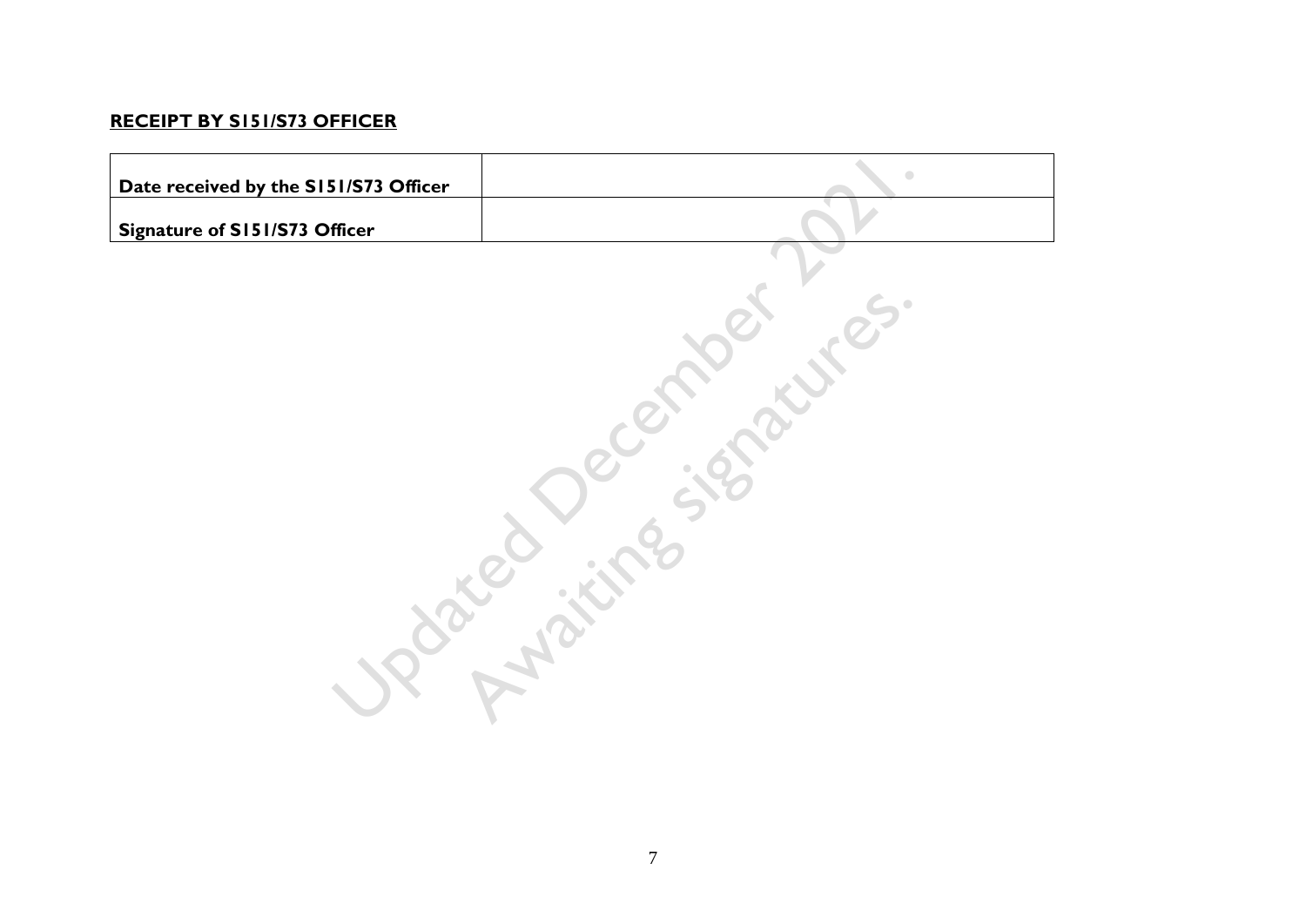**<u>RECEIPT BY S151/S73 OFFICER</u>**

| | |
|---|---|
| **Date received by the S151/S73 Officer** | |
| **Signature of S151/S73 Officer** | |

Updated December 2021.
Awaiting signatures.